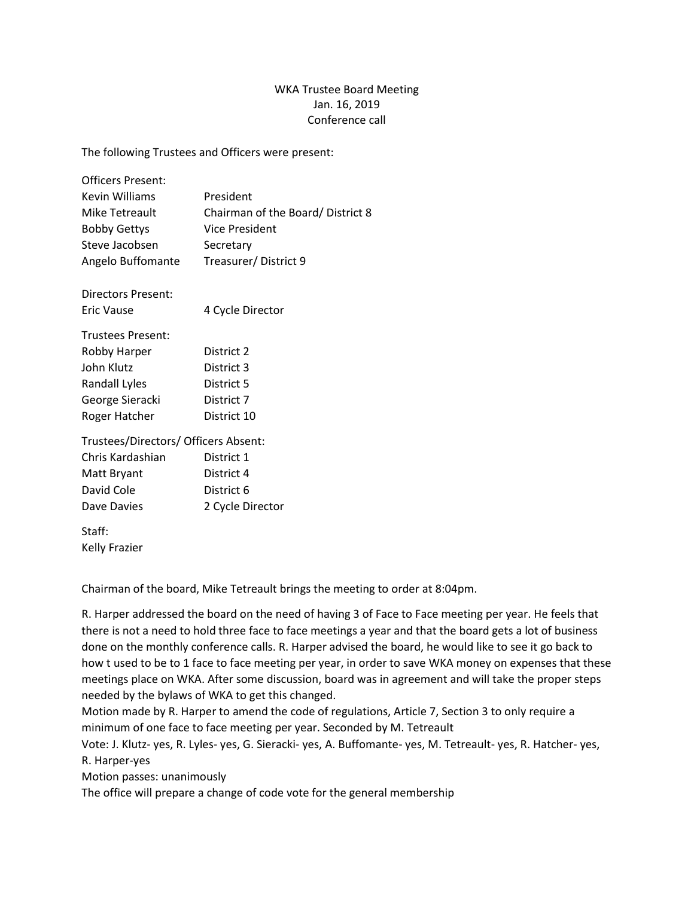WKA Trustee Board Meeting
Jan. 16, 2019
Conference call

The following Trustees and Officers were present:

| Officers Present: | |
|---|---|
| Kevin Williams | President |
| Mike Tetreault | Chairman of the Board/ District 8 |
| Bobby Gettys | Vice President |
| Steve Jacobsen | Secretary |
| Angelo Buffomante | Treasurer/ District 9 |

| Directors Present: | |
|---|---|
| Eric Vause | 4 Cycle Director |

| Trustees Present: | |
|---|---|
| Robby Harper | District 2 |
| John Klutz | District 3 |
| Randall Lyles | District 5 |
| George Sieracki | District 7 |
| Roger Hatcher | District 10 |

| Trustees/Directors/ Officers Absent: | |
|---|---|
| Chris Kardashian | District 1 |
| Matt Bryant | District 4 |
| David Cole | District 6 |
| Dave Davies | 2 Cycle Director |

Staff:
Kelly Frazier

Chairman of the board, Mike Tetreault brings the meeting to order at 8:04pm.

R. Harper addressed the board on the need of having 3 of Face to Face meeting per year. He feels that there is not a need to hold three face to face meetings a year and that the board gets a lot of business done on the monthly conference calls. R. Harper advised the board, he would like to see it go back to how t used to be to 1 face to face meeting per year, in order to save WKA money on expenses that these meetings place on WKA. After some discussion, board was in agreement and will take the proper steps needed by the bylaws of WKA to get this changed.
Motion made by R. Harper to amend the code of regulations, Article 7, Section 3 to only require a minimum of one face to face meeting per year. Seconded by M. Tetreault
Vote: J. Klutz- yes, R. Lyles- yes, G. Sieracki- yes, A. Buffomante- yes, M. Tetreault- yes, R. Hatcher- yes, R. Harper-yes
Motion passes: unanimously
The office will prepare a change of code vote for the general membership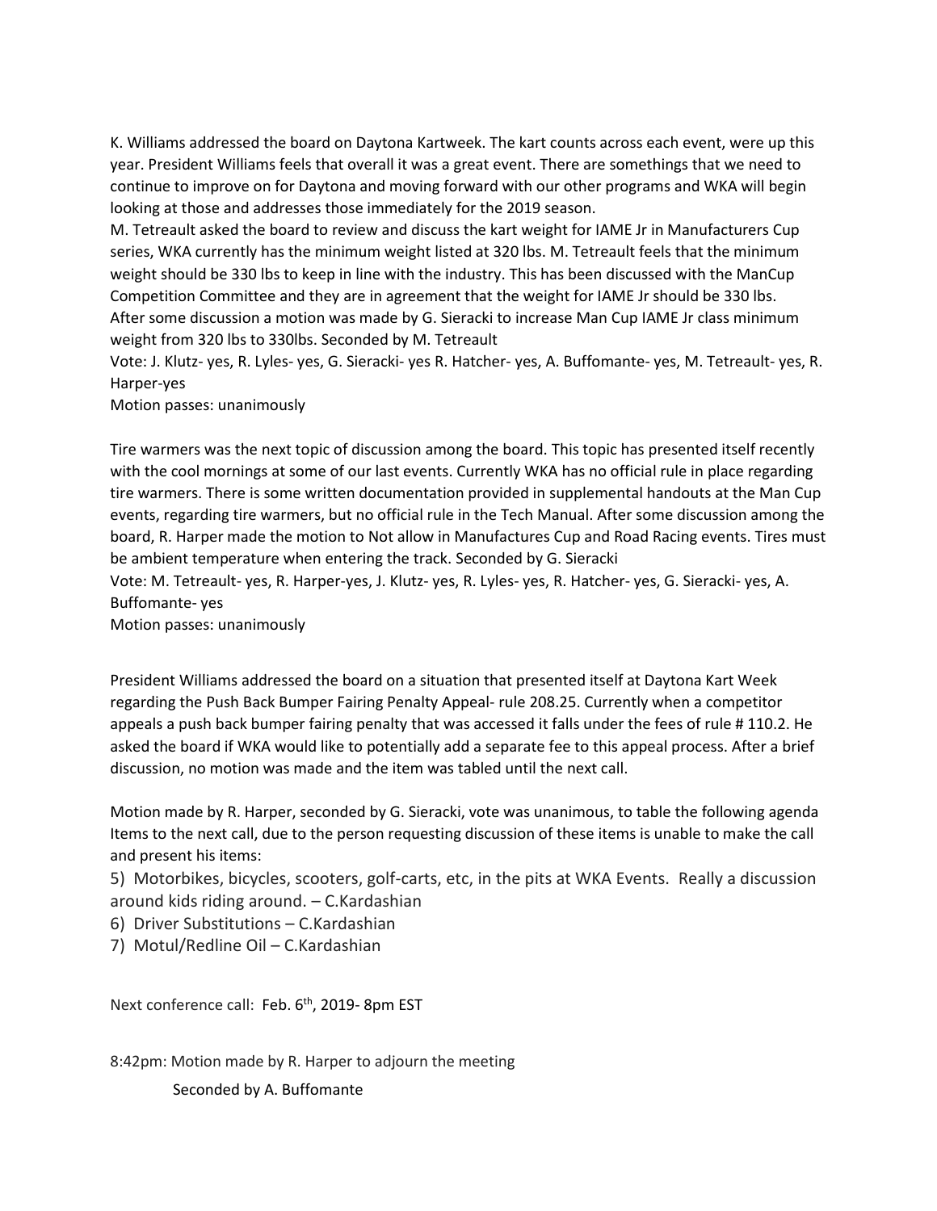K. Williams addressed the board on Daytona Kartweek. The kart counts across each event, were up this year. President Williams feels that overall it was a great event. There are somethings that we need to continue to improve on for Daytona and moving forward with our other programs and WKA will begin looking at those and addresses those immediately for the 2019 season.

M. Tetreault asked the board to review and discuss the kart weight for IAME Jr in Manufacturers Cup series, WKA currently has the minimum weight listed at 320 lbs. M. Tetreault feels that the minimum weight should be 330 lbs to keep in line with the industry. This has been discussed with the ManCup Competition Committee and they are in agreement that the weight for IAME Jr should be 330 lbs. After some discussion a motion was made by G. Sieracki to increase Man Cup IAME Jr class minimum weight from 320 lbs to 330lbs. Seconded by M. Tetreault

Vote: J. Klutz- yes, R. Lyles- yes, G. Sieracki- yes R. Hatcher- yes, A. Buffomante- yes, M. Tetreault- yes, R. Harper-yes

Motion passes: unanimously

Tire warmers was the next topic of discussion among the board. This topic has presented itself recently with the cool mornings at some of our last events. Currently WKA has no official rule in place regarding tire warmers. There is some written documentation provided in supplemental handouts at the Man Cup events, regarding tire warmers, but no official rule in the Tech Manual. After some discussion among the board, R. Harper made the motion to Not allow in Manufactures Cup and Road Racing events. Tires must be ambient temperature when entering the track. Seconded by G. Sieracki

Vote: M. Tetreault- yes, R. Harper-yes, J. Klutz- yes, R. Lyles- yes, R. Hatcher- yes, G. Sieracki- yes, A. Buffomante- yes

Motion passes: unanimously

President Williams addressed the board on a situation that presented itself at Daytona Kart Week regarding the Push Back Bumper Fairing Penalty Appeal- rule 208.25. Currently when a competitor appeals a push back bumper fairing penalty that was accessed it falls under the fees of rule # 110.2. He asked the board if WKA would like to potentially add a separate fee to this appeal process. After a brief discussion, no motion was made and the item was tabled until the next call.

Motion made by R. Harper, seconded by G. Sieracki, vote was unanimous, to table the following agenda Items to the next call, due to the person requesting discussion of these items is unable to make the call and present his items:

5) Motorbikes, bicycles, scooters, golf-carts, etc, in the pits at WKA Events. Really a discussion around kids riding around. – C.Kardashian
6) Driver Substitutions – C.Kardashian
7) Motul/Redline Oil – C.Kardashian

Next conference call: Feb. 6th, 2019- 8pm EST

8:42pm: Motion made by R. Harper to adjourn the meeting

Seconded by A. Buffomante